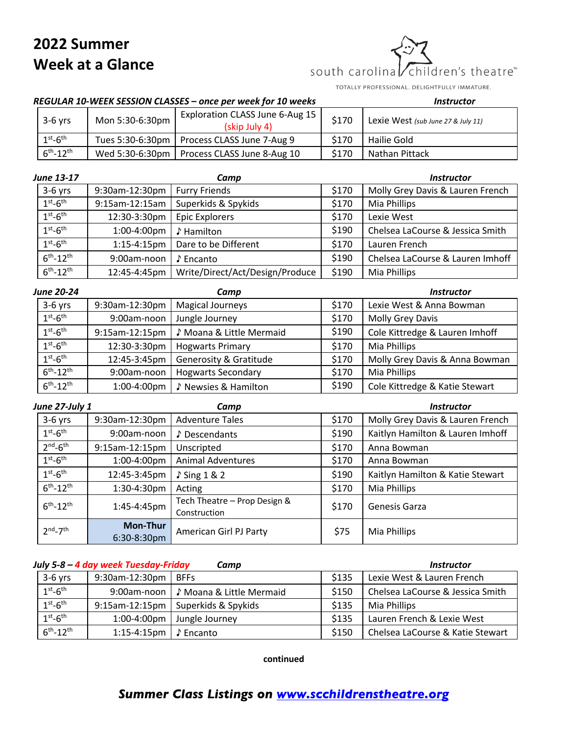# 2022 Summer Week at a Glance

south carolina children's theatre™

TOTALLY PROFESSIONAL. DELIGHTFULLY IMMATURE.

***REGULAR 10-WEEK SESSION CLASSES – once per week for 10 weeks***

| | | | | Instructor |
|---|---|---|---|---|
| 3-6 yrs | Mon 5:30-6:30pm | Exploration CLASS June 6-Aug 15 (skip July 4) | $170 | Lexie West *(sub June 27 & July 11)* |
| 1st-6th | Tues 5:30-6:30pm | Process CLASS June 7-Aug 9 | $170 | Hailie Gold |
| 6th-12th | Wed 5:30-6:30pm | Process CLASS June 8-Aug 10 | $170 | Nathan Pittack |

| ***June 13-17*** | | **Camp** | | **Instructor** |
|---|---|---|---|---|
| 3-6 yrs | 9:30am-12:30pm | Furry Friends | $170 | Molly Grey Davis & Lauren French |
| 1st-6th | 9:15am-12:15am | Superkids & Spykids | $170 | Mia Phillips |
| 1st-6th | 12:30-3:30pm | Epic Explorers | $170 | Lexie West |
| 1st-6th | 1:00-4:00pm | ♪ Hamilton | $190 | Chelsea LaCourse & Jessica Smith |
| 1st-6th | 1:15-4:15pm | Dare to be Different | $170 | Lauren French |
| 6th-12th | 9:00am-noon | ♪ Encanto | $190 | Chelsea LaCourse & Lauren Imhoff |
| 6th-12th | 12:45-4:45pm | Write/Direct/Act/Design/Produce | $190 | Mia Phillips |

| ***June 20-24*** | | **Camp** | | **Instructor** |
|---|---|---|---|---|
| 3-6 yrs | 9:30am-12:30pm | Magical Journeys | $170 | Lexie West & Anna Bowman |
| 1st-6th | 9:00am-noon | Jungle Journey | $170 | Molly Grey Davis |
| 1st-6th | 9:15am-12:15pm | ♪ Moana & Little Mermaid | $190 | Cole Kittredge & Lauren Imhoff |
| 1st-6th | 12:30-3:30pm | Hogwarts Primary | $170 | Mia Phillips |
| 1st-6th | 12:45-3:45pm | Generosity & Gratitude | $170 | Molly Grey Davis & Anna Bowman |
| 6th-12th | 9:00am-noon | Hogwarts Secondary | $170 | Mia Phillips |
| 6th-12th | 1:00-4:00pm | ♪ Newsies & Hamilton | $190 | Cole Kittredge & Katie Stewart |

| ***June 27-July 1*** | | **Camp** | | **Instructor** |
|---|---|---|---|---|
| 3-6 yrs | 9:30am-12:30pm | Adventure Tales | $170 | Molly Grey Davis & Lauren French |
| 1st-6th | 9:00am-noon | ♪ Descendants | $190 | Kaitlyn Hamilton & Lauren Imhoff |
| 2nd-6th | 9:15am-12:15pm | Unscripted | $170 | Anna Bowman |
| 1st-6th | 1:00-4:00pm | Animal Adventures | $170 | Anna Bowman |
| 1st-6th | 12:45-3:45pm | ♪ Sing 1 & 2 | $190 | Kaitlyn Hamilton & Katie Stewart |
| 6th-12th | 1:30-4:30pm | Acting | $170 | Mia Phillips |
| 6th-12th | 1:45-4:45pm | Tech Theatre – Prop Design & Construction | $170 | Genesis Garza |
| 2nd-7th | **Mon-Thur** 6:30-8:30pm | American Girl PJ Party | $75 | Mia Phillips |

| ***July 5-8 – 4 day week Tuesday-Friday*** | | **Camp** | | **Instructor** |
|---|---|---|---|---|
| 3-6 yrs | 9:30am-12:30pm | BFFs | $135 | Lexie West & Lauren French |
| 1st-6th | 9:00am-noon | ♪ Moana & Little Mermaid | $150 | Chelsea LaCourse & Jessica Smith |
| 1st-6th | 9:15am-12:15pm | Superkids & Spykids | $135 | Mia Phillips |
| 1st-6th | 1:00-4:00pm | Jungle Journey | $135 | Lauren French & Lexie West |
| 6th-12th | 1:15-4:15pm | ♪ Encanto | $150 | Chelsea LaCourse & Katie Stewart |

**continued**

***Summer Class Listings on [www.scchildrenstheatre.org](http://www.scchildrenstheatre.org)***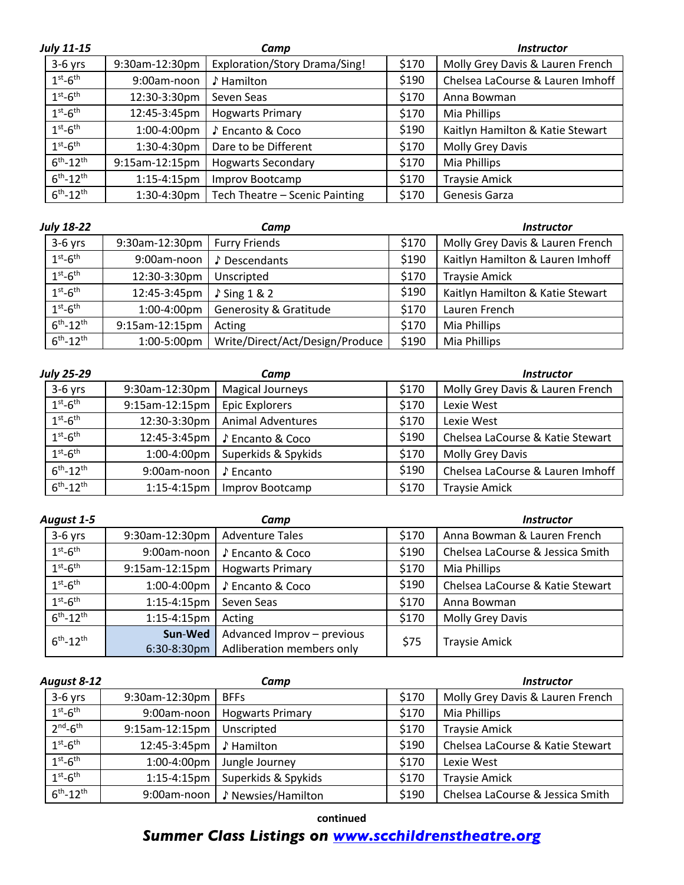| *July 11-15* | | *Camp* | | *Instructor* |
|---|---|---|---|---|
| 3-6 yrs | 9:30am-12:30pm | Exploration/Story Drama/Sing! | $170 | Molly Grey Davis & Lauren French |
| 1st-6th | 9:00am-noon | ♪ Hamilton | $190 | Chelsea LaCourse & Lauren Imhoff |
| 1st-6th | 12:30-3:30pm | Seven Seas | $170 | Anna Bowman |
| 1st-6th | 12:45-3:45pm | Hogwarts Primary | $170 | Mia Phillips |
| 1st-6th | 1:00-4:00pm | ♪ Encanto & Coco | $190 | Kaitlyn Hamilton & Katie Stewart |
| 1st-6th | 1:30-4:30pm | Dare to be Different | $170 | Molly Grey Davis |
| 6th-12th | 9:15am-12:15pm | Hogwarts Secondary | $170 | Mia Phillips |
| 6th-12th | 1:15-4:15pm | Improv Bootcamp | $170 | Traysie Amick |
| 6th-12th | 1:30-4:30pm | Tech Theatre – Scenic Painting | $170 | Genesis Garza |

| *July 18-22* | | *Camp* | | *Instructor* |
|---|---|---|---|---|
| 3-6 yrs | 9:30am-12:30pm | Furry Friends | $170 | Molly Grey Davis & Lauren French |
| 1st-6th | 9:00am-noon | ♪ Descendants | $190 | Kaitlyn Hamilton & Lauren Imhoff |
| 1st-6th | 12:30-3:30pm | Unscripted | $170 | Traysie Amick |
| 1st-6th | 12:45-3:45pm | ♪ Sing 1 & 2 | $190 | Kaitlyn Hamilton & Katie Stewart |
| 1st-6th | 1:00-4:00pm | Generosity & Gratitude | $170 | Lauren French |
| 6th-12th | 9:15am-12:15pm | Acting | $170 | Mia Phillips |
| 6th-12th | 1:00-5:00pm | Write/Direct/Act/Design/Produce | $190 | Mia Phillips |

| *July 25-29* | | *Camp* | | *Instructor* |
|---|---|---|---|---|
| 3-6 yrs | 9:30am-12:30pm | Magical Journeys | $170 | Molly Grey Davis & Lauren French |
| 1st-6th | 9:15am-12:15pm | Epic Explorers | $170 | Lexie West |
| 1st-6th | 12:30-3:30pm | Animal Adventures | $170 | Lexie West |
| 1st-6th | 12:45-3:45pm | ♪ Encanto & Coco | $190 | Chelsea LaCourse & Katie Stewart |
| 1st-6th | 1:00-4:00pm | Superkids & Spykids | $170 | Molly Grey Davis |
| 6th-12th | 9:00am-noon | ♪ Encanto | $190 | Chelsea LaCourse & Lauren Imhoff |
| 6th-12th | 1:15-4:15pm | Improv Bootcamp | $170 | Traysie Amick |

| *August 1-5* | | *Camp* | | *Instructor* |
|---|---|---|---|---|
| 3-6 yrs | 9:30am-12:30pm | Adventure Tales | $170 | Anna Bowman & Lauren French |
| 1st-6th | 9:00am-noon | ♪ Encanto & Coco | $190 | Chelsea LaCourse & Jessica Smith |
| 1st-6th | 9:15am-12:15pm | Hogwarts Primary | $170 | Mia Phillips |
| 1st-6th | 1:00-4:00pm | ♪ Encanto & Coco | $190 | Chelsea LaCourse & Katie Stewart |
| 1st-6th | 1:15-4:15pm | Seven Seas | $170 | Anna Bowman |
| 6th-12th | 1:15-4:15pm | Acting | $170 | Molly Grey Davis |
| 6th-12th | **Sun-Wed** 6:30-8:30pm | Advanced Improv – previous Adliberation members only | $75 | Traysie Amick |

| *August 8-12* | | *Camp* | | *Instructor* |
|---|---|---|---|---|
| 3-6 yrs | 9:30am-12:30pm | BFFs | $170 | Molly Grey Davis & Lauren French |
| 1st-6th | 9:00am-noon | Hogwarts Primary | $170 | Mia Phillips |
| 2nd-6th | 9:15am-12:15pm | Unscripted | $170 | Traysie Amick |
| 1st-6th | 12:45-3:45pm | ♪ Hamilton | $190 | Chelsea LaCourse & Katie Stewart |
| 1st-6th | 1:00-4:00pm | Jungle Journey | $170 | Lexie West |
| 1st-6th | 1:15-4:15pm | Superkids & Spykids | $170 | Traysie Amick |
| 6th-12th | 9:00am-noon | ♪ Newsies/Hamilton | $190 | Chelsea LaCourse & Jessica Smith |

**continued**

***Summer Class Listings on [www.scchildrenstheatre.org](www.scchildrenstheatre.org)***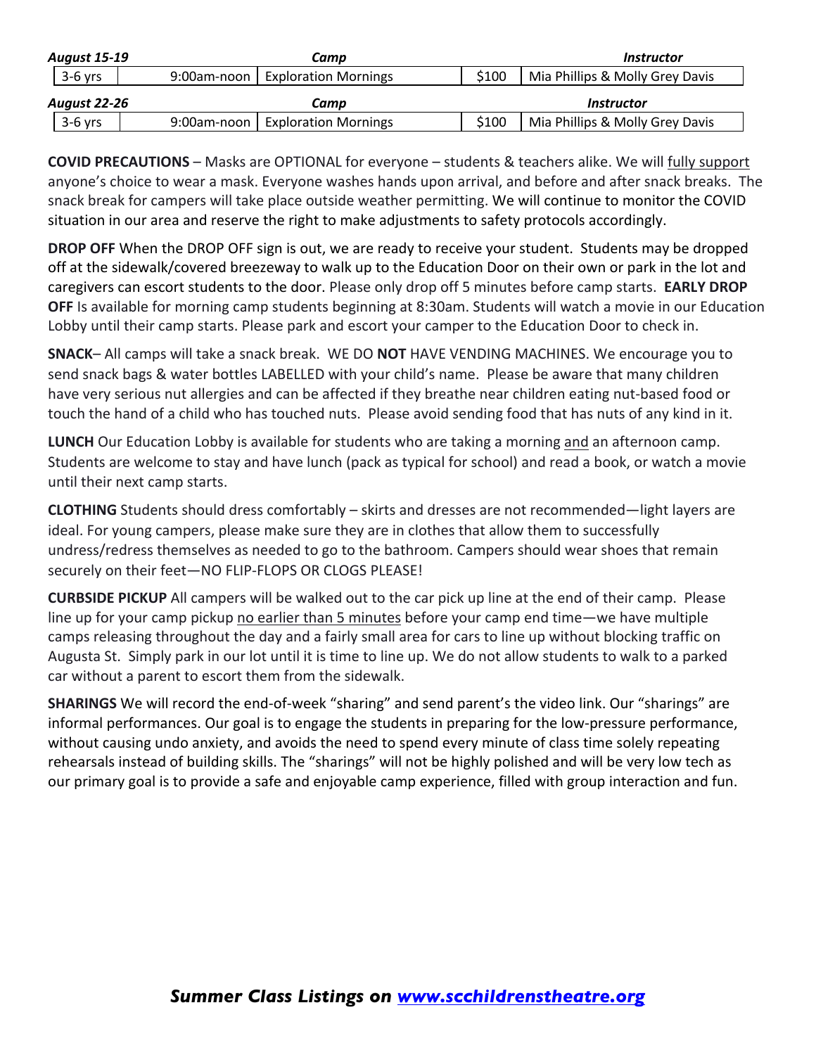| *August 15-19* | | *Camp* | | *Instructor* |
|---|---|---|---|---|
| 3-6 yrs | 9:00am-noon | Exploration Mornings | $100 | Mia Phillips & Molly Grey Davis |

| *August 22-26* | | *Camp* | | *Instructor* |
|---|---|---|---|---|
| 3-6 yrs | 9:00am-noon | Exploration Mornings | $100 | Mia Phillips & Molly Grey Davis |

**COVID PRECAUTIONS** – Masks are OPTIONAL for everyone – students & teachers alike. We will fully support anyone's choice to wear a mask. Everyone washes hands upon arrival, and before and after snack breaks. The snack break for campers will take place outside weather permitting. We will continue to monitor the COVID situation in our area and reserve the right to make adjustments to safety protocols accordingly.

**DROP OFF** When the DROP OFF sign is out, we are ready to receive your student. Students may be dropped off at the sidewalk/covered breezeway to walk up to the Education Door on their own or park in the lot and caregivers can escort students to the door. Please only drop off 5 minutes before camp starts. **EARLY DROP OFF** Is available for morning camp students beginning at 8:30am. Students will watch a movie in our Education Lobby until their camp starts. Please park and escort your camper to the Education Door to check in.

**SNACK**– All camps will take a snack break. WE DO **NOT** HAVE VENDING MACHINES. We encourage you to send snack bags & water bottles LABELLED with your child's name. Please be aware that many children have very serious nut allergies and can be affected if they breathe near children eating nut-based food or touch the hand of a child who has touched nuts. Please avoid sending food that has nuts of any kind in it.

**LUNCH** Our Education Lobby is available for students who are taking a morning and an afternoon camp. Students are welcome to stay and have lunch (pack as typical for school) and read a book, or watch a movie until their next camp starts.

**CLOTHING** Students should dress comfortably – skirts and dresses are not recommended—light layers are ideal. For young campers, please make sure they are in clothes that allow them to successfully undress/redress themselves as needed to go to the bathroom. Campers should wear shoes that remain securely on their feet—NO FLIP-FLOPS OR CLOGS PLEASE!

**CURBSIDE PICKUP** All campers will be walked out to the car pick up line at the end of their camp. Please line up for your camp pickup no earlier than 5 minutes before your camp end time—we have multiple camps releasing throughout the day and a fairly small area for cars to line up without blocking traffic on Augusta St. Simply park in our lot until it is time to line up. We do not allow students to walk to a parked car without a parent to escort them from the sidewalk.

**SHARINGS** We will record the end-of-week "sharing" and send parent's the video link. Our "sharings" are informal performances. Our goal is to engage the students in preparing for the low-pressure performance, without causing undo anxiety, and avoids the need to spend every minute of class time solely repeating rehearsals instead of building skills. The "sharings" will not be highly polished and will be very low tech as our primary goal is to provide a safe and enjoyable camp experience, filled with group interaction and fun.

***Summer Class Listings on [www.scchildrenstheatre.org](http://www.scchildrenstheatre.org)***